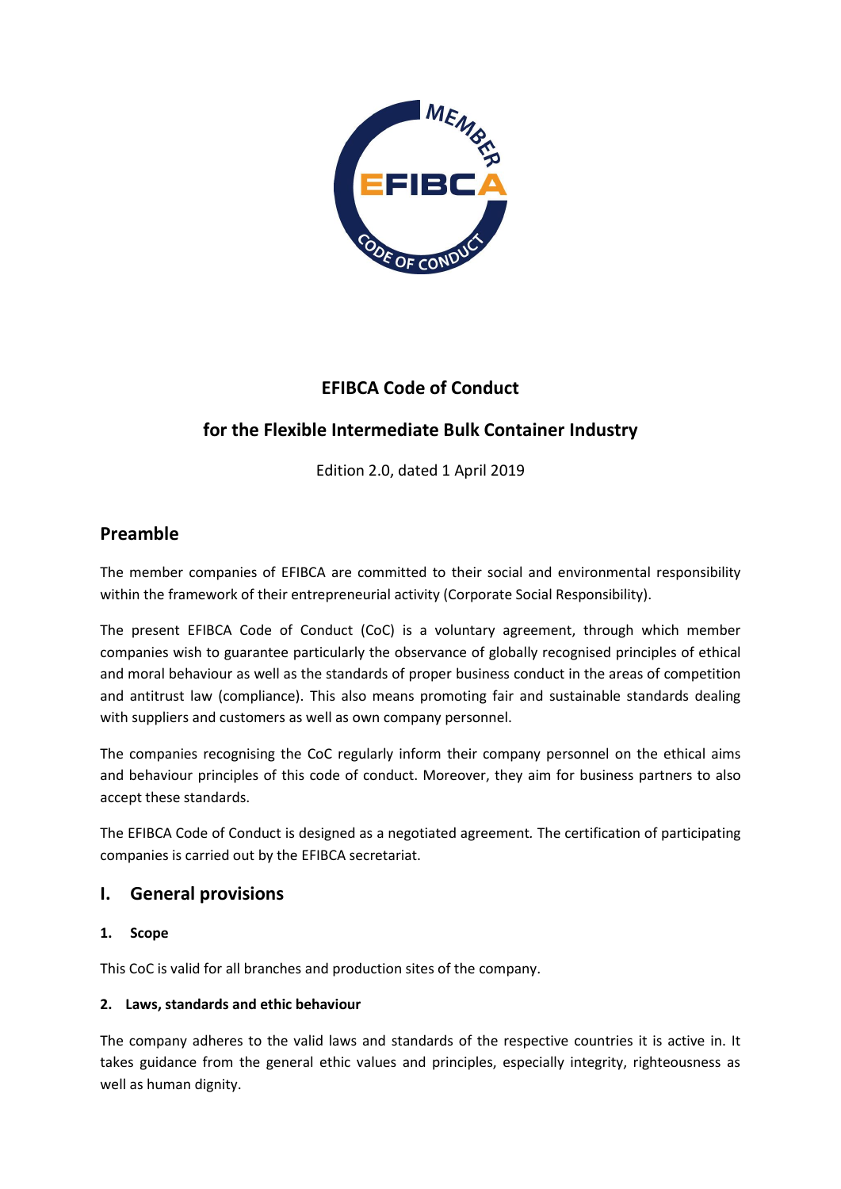# EFIBCA Code of Conduct

## for the Flexible Intermediate Bulk Container Industry

Edition 2.0, dated 1 April 2019

## Preamble

The member companies of EFIBCA are committed to their social and environmental responsibility within the framework of their entrepreneurial activity (Corporate Social Responsibility).

The present EFIBCA Code of Conduct (CoC) is a voluntary agreement, through which member companies wish to guarantee particularly the observance of globally recognised principles of ethical and moral behaviour as well as the standards of proper business conduct in the areas of competition and antitrust law (compliance). This also means promoting fair and sustainable standards dealing with suppliers and customers as well as own company personnel.

The companies recognising the CoC regularly inform their company personnel on the ethical aims and behaviour principles of this code of conduct. Moreover, they aim for business partners to also accept these standards.

The EFIBCA Code of Conduct is designed as a negotiated agreement. The certification of participating companies is carried out by the EFIBCA secretariat.

## I. General provisions

### 1. Scope

This CoC is valid for all branches and production sites of the company.

### 2. Laws, standards and ethic behaviour

The company adheres to the valid laws and standards of the respective countries it is active in. It takes guidance from the general ethic values and principles, especially integrity, righteousness as well as human dignity.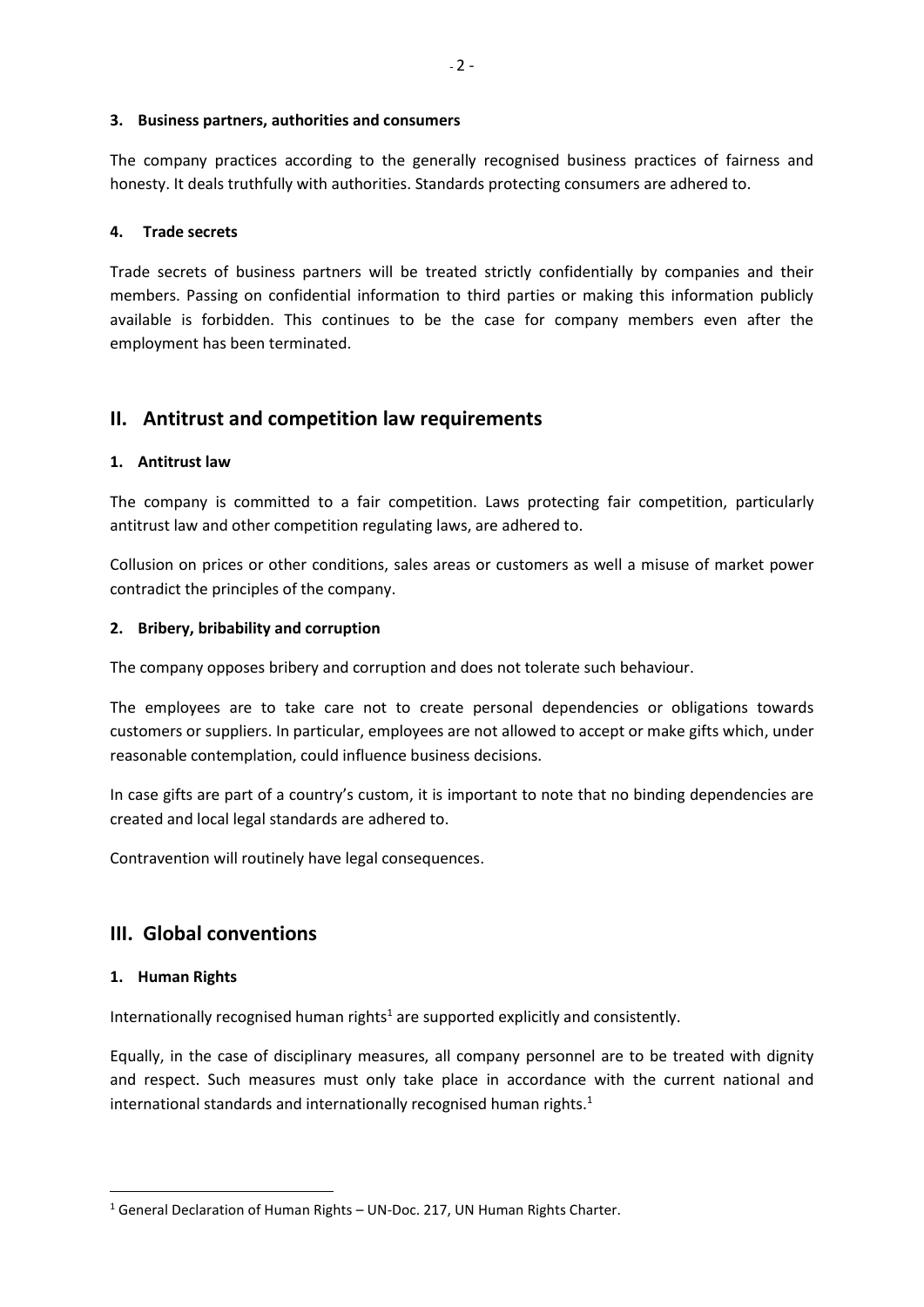### 3. Business partners, authorities and consumers

The company practices according to the generally recognised business practices of fairness and honesty. It deals truthfully with authorities. Standards protecting consumers are adhered to.

### 4. Trade secrets

Trade secrets of business partners will be treated strictly confidentially by companies and their members. Passing on confidential information to third parties or making this information publicly available is forbidden. This continues to be the case for company members even after the employment has been terminated.

## II. Antitrust and competition law requirements

### 1. Antitrust law

The company is committed to a fair competition. Laws protecting fair competition, particularly antitrust law and other competition regulating laws, are adhered to.

Collusion on prices or other conditions, sales areas or customers as well a misuse of market power contradict the principles of the company.

### 2. Bribery, bribability and corruption

The company opposes bribery and corruption and does not tolerate such behaviour.

The employees are to take care not to create personal dependencies or obligations towards customers or suppliers. In particular, employees are not allowed to accept or make gifts which, under reasonable contemplation, could influence business decisions.

In case gifts are part of a country's custom, it is important to note that no binding dependencies are created and local legal standards are adhered to.

Contravention will routinely have legal consequences.

## III. Global conventions

### 1. Human Rights

Internationally recognised human rights[1] are supported explicitly and consistently.

Equally, in the case of disciplinary measures, all company personnel are to be treated with dignity and respect. Such measures must only take place in accordance with the current national and international standards and internationally recognised human rights.[1]

[1] General Declaration of Human Rights – UN-Doc. 217, UN Human Rights Charter.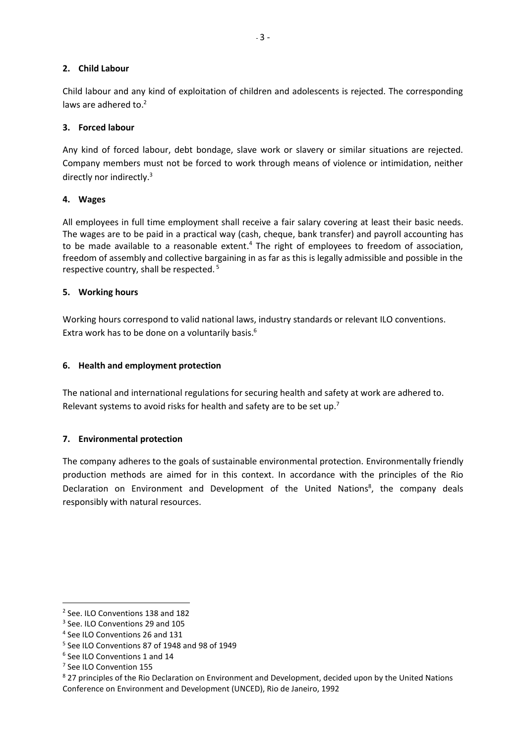## 2. Child Labour

Child labour and any kind of exploitation of children and adolescents is rejected. The corresponding laws are adhered to.[2]

## 3. Forced labour

Any kind of forced labour, debt bondage, slave work or slavery or similar situations are rejected. Company members must not be forced to work through means of violence or intimidation, neither directly nor indirectly.[3]

## 4. Wages

All employees in full time employment shall receive a fair salary covering at least their basic needs. The wages are to be paid in a practical way (cash, cheque, bank transfer) and payroll accounting has to be made available to a reasonable extent.[4] The right of employees to freedom of association, freedom of assembly and collective bargaining in as far as this is legally admissible and possible in the respective country, shall be respected.[5]

## 5. Working hours

Working hours correspond to valid national laws, industry standards or relevant ILO conventions. Extra work has to be done on a voluntarily basis.[6]

## 6. Health and employment protection

The national and international regulations for securing health and safety at work are adhered to. Relevant systems to avoid risks for health and safety are to be set up.[7]

## 7. Environmental protection

The company adheres to the goals of sustainable environmental protection. Environmentally friendly production methods are aimed for in this context. In accordance with the principles of the Rio Declaration on Environment and Development of the United Nations[8], the company deals responsibly with natural resources.

---

[2] See. ILO Conventions 138 and 182

[3] See. ILO Conventions 29 and 105

[4] See ILO Conventions 26 and 131

[5] See ILO Conventions 87 of 1948 and 98 of 1949

[6] See ILO Conventions 1 and 14

[7] See ILO Convention 155

[8] 27 principles of the Rio Declaration on Environment and Development, decided upon by the United Nations Conference on Environment and Development (UNCED), Rio de Janeiro, 1992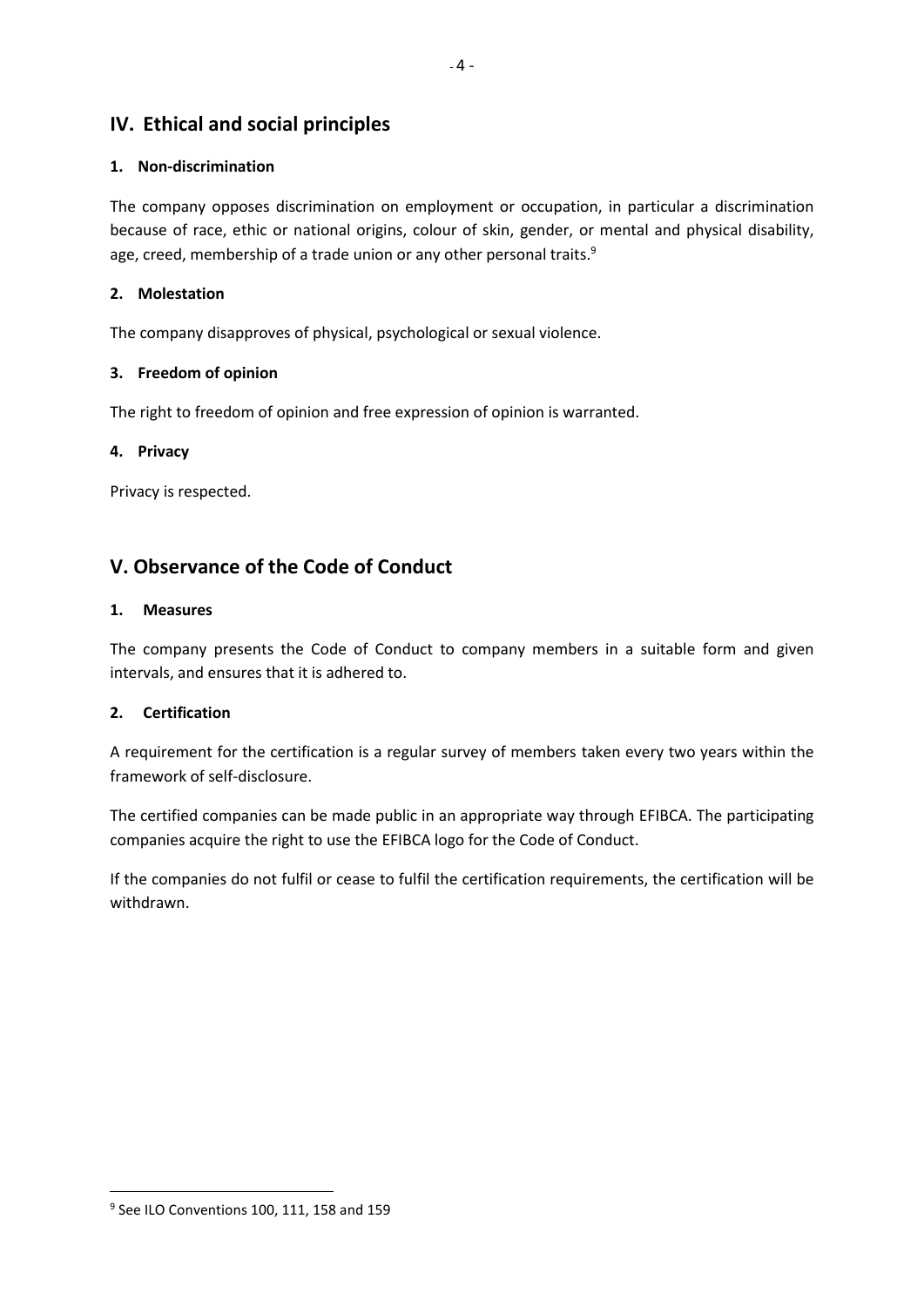## IV. Ethical and social principles

### 1. Non-discrimination

The company opposes discrimination on employment or occupation, in particular a discrimination because of race, ethic or national origins, colour of skin, gender, or mental and physical disability, age, creed, membership of a trade union or any other personal traits.[9]

### 2. Molestation

The company disapproves of physical, psychological or sexual violence.

### 3. Freedom of opinion

The right to freedom of opinion and free expression of opinion is warranted.

### 4. Privacy

Privacy is respected.

## V. Observance of the Code of Conduct

### 1. Measures

The company presents the Code of Conduct to company members in a suitable form and given intervals, and ensures that it is adhered to.

### 2. Certification

A requirement for the certification is a regular survey of members taken every two years within the framework of self-disclosure.

The certified companies can be made public in an appropriate way through EFIBCA. The participating companies acquire the right to use the EFIBCA logo for the Code of Conduct.

If the companies do not fulfil or cease to fulfil the certification requirements, the certification will be withdrawn.

---

[9] See ILO Conventions 100, 111, 158 and 159